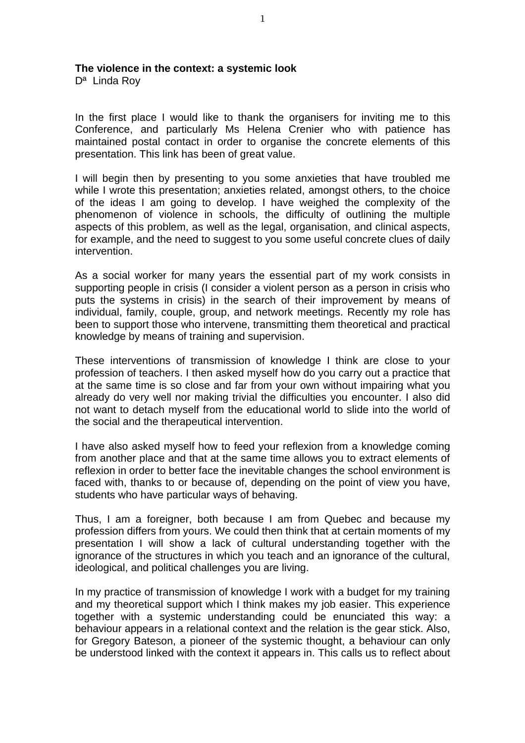**The violence in the context: a systemic look**
Dª Linda Roy

In the first place I would like to thank the organisers for inviting me to this Conference, and particularly Ms Helena Crenier who with patience has maintained postal contact in order to organise the concrete elements of this presentation. This link has been of great value.

I will begin then by presenting to you some anxieties that have troubled me while I wrote this presentation; anxieties related, amongst others, to the choice of the ideas I am going to develop. I have weighed the complexity of the phenomenon of violence in schools, the difficulty of outlining the multiple aspects of this problem, as well as the legal, organisation, and clinical aspects, for example, and the need to suggest to you some useful concrete clues of daily intervention.

As a social worker for many years the essential part of my work consists in supporting people in crisis (I consider a violent person as a person in crisis who puts the systems in crisis) in the search of their improvement by means of individual, family, couple, group, and network meetings. Recently my role has been to support those who intervene, transmitting them theoretical and practical knowledge by means of training and supervision.

These interventions of transmission of knowledge I think are close to your profession of teachers. I then asked myself how do you carry out a practice that at the same time is so close and far from your own without impairing what you already do very well nor making trivial the difficulties you encounter. I also did not want to detach myself from the educational world to slide into the world of the social and the therapeutical intervention.

I have also asked myself how to feed your reflexion from a knowledge coming from another place and that at the same time allows you to extract elements of reflexion in order to better face the inevitable changes the school environment is faced with, thanks to or because of, depending on the point of view you have, students who have particular ways of behaving.

Thus, I am a foreigner, both because I am from Quebec and because my profession differs from yours. We could then think that at certain moments of my presentation I will show a lack of cultural understanding together with the ignorance of the structures in which you teach and an ignorance of the cultural, ideological, and political challenges you are living.

In my practice of transmission of knowledge I work with a budget for my training and my theoretical support which I think makes my job easier. This experience together with a systemic understanding could be enunciated this way: a behaviour appears in a relational context and the relation is the gear stick. Also, for Gregory Bateson, a pioneer of the systemic thought, a behaviour can only be understood linked with the context it appears in. This calls us to reflect about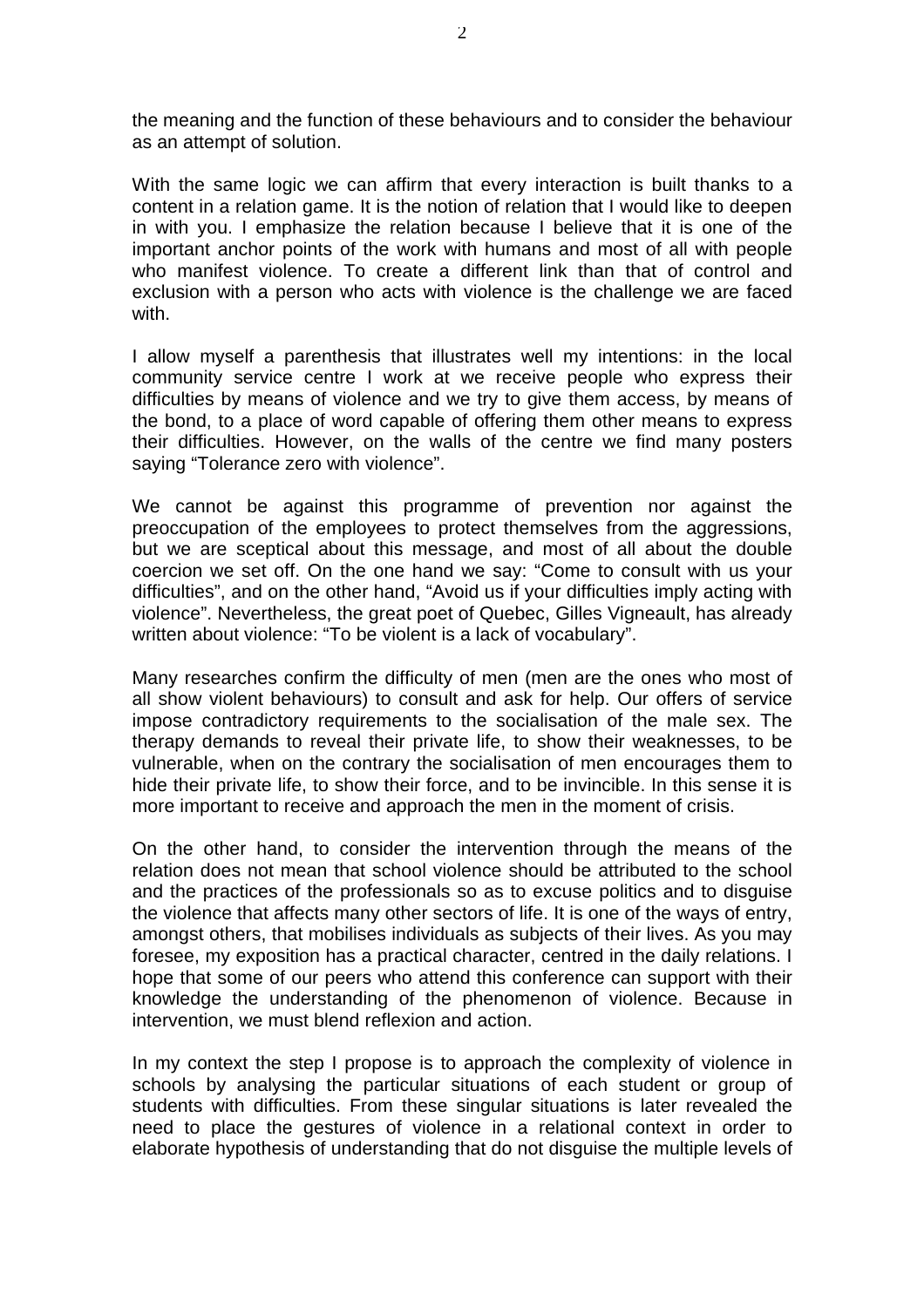the meaning and the function of these behaviours and to consider the behaviour as an attempt of solution.

With the same logic we can affirm that every interaction is built thanks to a content in a relation game. It is the notion of relation that I would like to deepen in with you. I emphasize the relation because I believe that it is one of the important anchor points of the work with humans and most of all with people who manifest violence. To create a different link than that of control and exclusion with a person who acts with violence is the challenge we are faced with.

I allow myself a parenthesis that illustrates well my intentions: in the local community service centre I work at we receive people who express their difficulties by means of violence and we try to give them access, by means of the bond, to a place of word capable of offering them other means to express their difficulties. However, on the walls of the centre we find many posters saying "Tolerance zero with violence".

We cannot be against this programme of prevention nor against the preoccupation of the employees to protect themselves from the aggressions, but we are sceptical about this message, and most of all about the double coercion we set off. On the one hand we say: "Come to consult with us your difficulties", and on the other hand, "Avoid us if your difficulties imply acting with violence". Nevertheless, the great poet of Quebec, Gilles Vigneault, has already written about violence: "To be violent is a lack of vocabulary".

Many researches confirm the difficulty of men (men are the ones who most of all show violent behaviours) to consult and ask for help. Our offers of service impose contradictory requirements to the socialisation of the male sex. The therapy demands to reveal their private life, to show their weaknesses, to be vulnerable, when on the contrary the socialisation of men encourages them to hide their private life, to show their force, and to be invincible. In this sense it is more important to receive and approach the men in the moment of crisis.

On the other hand, to consider the intervention through the means of the relation does not mean that school violence should be attributed to the school and the practices of the professionals so as to excuse politics and to disguise the violence that affects many other sectors of life. It is one of the ways of entry, amongst others, that mobilises individuals as subjects of their lives. As you may foresee, my exposition has a practical character, centred in the daily relations. I hope that some of our peers who attend this conference can support with their knowledge the understanding of the phenomenon of violence. Because in intervention, we must blend reflexion and action.

In my context the step I propose is to approach the complexity of violence in schools by analysing the particular situations of each student or group of students with difficulties. From these singular situations is later revealed the need to place the gestures of violence in a relational context in order to elaborate hypothesis of understanding that do not disguise the multiple levels of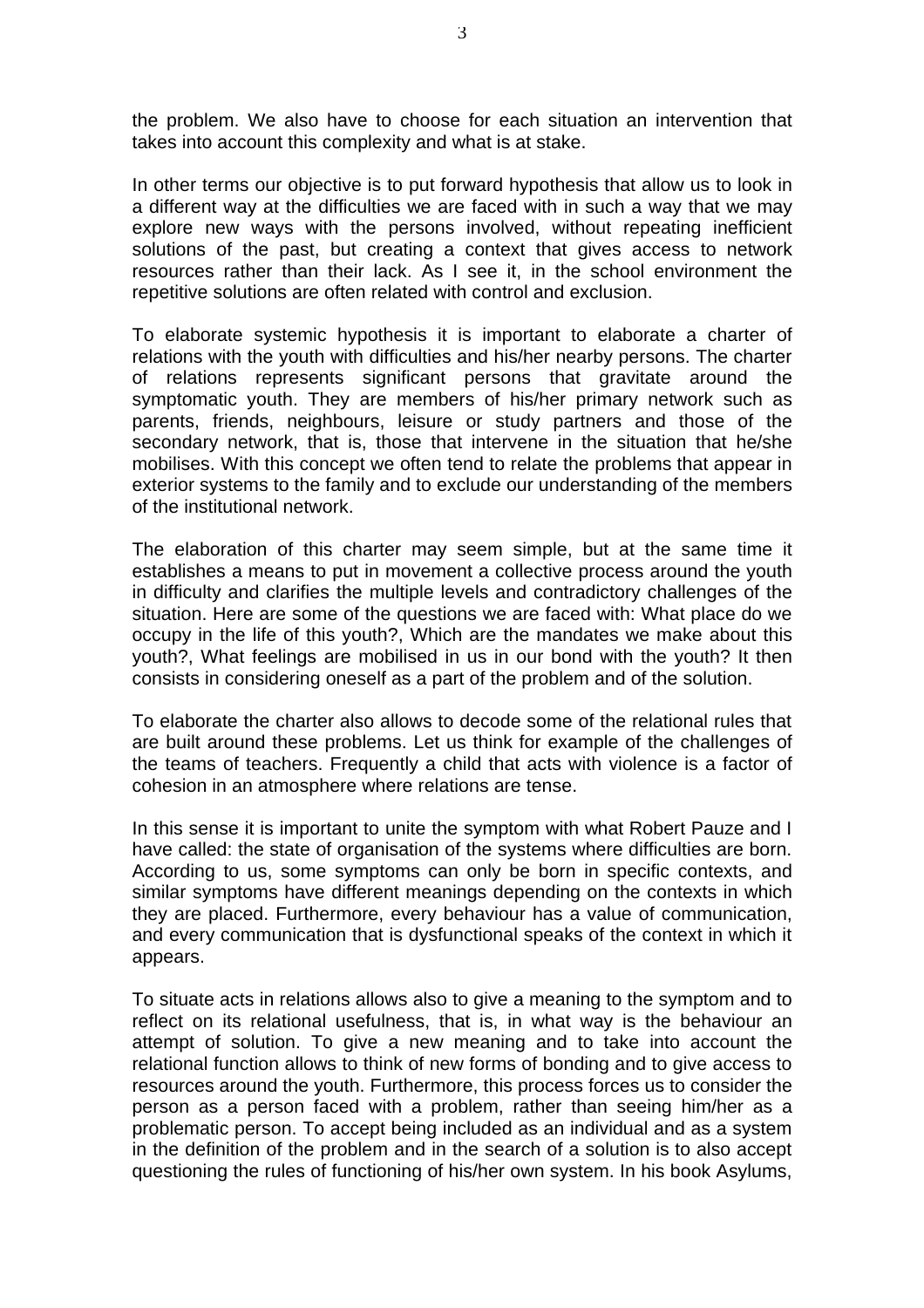the problem. We also have to choose for each situation an intervention that takes into account this complexity and what is at stake.

In other terms our objective is to put forward hypothesis that allow us to look in a different way at the difficulties we are faced with in such a way that we may explore new ways with the persons involved, without repeating inefficient solutions of the past, but creating a context that gives access to network resources rather than their lack. As I see it, in the school environment the repetitive solutions are often related with control and exclusion.

To elaborate systemic hypothesis it is important to elaborate a charter of relations with the youth with difficulties and his/her nearby persons. The charter of relations represents significant persons that gravitate around the symptomatic youth. They are members of his/her primary network such as parents, friends, neighbours, leisure or study partners and those of the secondary network, that is, those that intervene in the situation that he/she mobilises. With this concept we often tend to relate the problems that appear in exterior systems to the family and to exclude our understanding of the members of the institutional network.

The elaboration of this charter may seem simple, but at the same time it establishes a means to put in movement a collective process around the youth in difficulty and clarifies the multiple levels and contradictory challenges of the situation. Here are some of the questions we are faced with: What place do we occupy in the life of this youth?, Which are the mandates we make about this youth?, What feelings are mobilised in us in our bond with the youth? It then consists in considering oneself as a part of the problem and of the solution.

To elaborate the charter also allows to decode some of the relational rules that are built around these problems. Let us think for example of the challenges of the teams of teachers. Frequently a child that acts with violence is a factor of cohesion in an atmosphere where relations are tense.

In this sense it is important to unite the symptom with what Robert Pauze and I have called: the state of organisation of the systems where difficulties are born. According to us, some symptoms can only be born in specific contexts, and similar symptoms have different meanings depending on the contexts in which they are placed. Furthermore, every behaviour has a value of communication, and every communication that is dysfunctional speaks of the context in which it appears.

To situate acts in relations allows also to give a meaning to the symptom and to reflect on its relational usefulness, that is, in what way is the behaviour an attempt of solution. To give a new meaning and to take into account the relational function allows to think of new forms of bonding and to give access to resources around the youth. Furthermore, this process forces us to consider the person as a person faced with a problem, rather than seeing him/her as a problematic person. To accept being included as an individual and as a system in the definition of the problem and in the search of a solution is to also accept questioning the rules of functioning of his/her own system. In his book Asylums,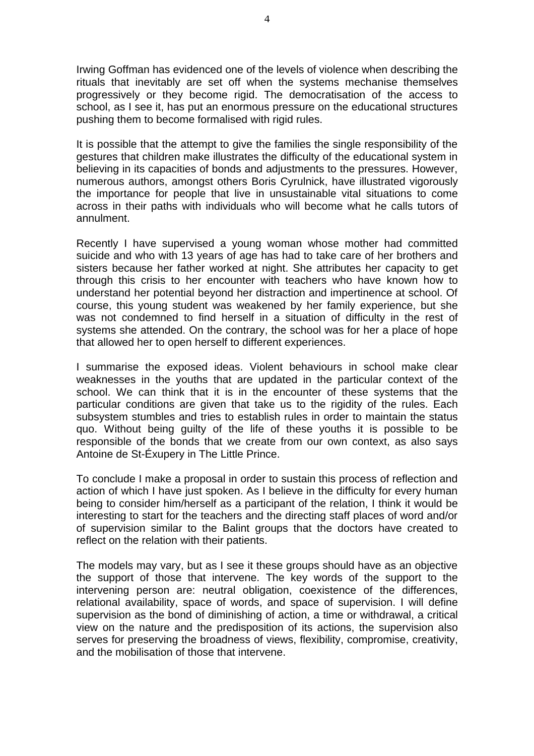Irwing Goffman has evidenced one of the levels of violence when describing the rituals that inevitably are set off when the systems mechanise themselves progressively or they become rigid. The democratisation of the access to school, as I see it, has put an enormous pressure on the educational structures pushing them to become formalised with rigid rules.

It is possible that the attempt to give the families the single responsibility of the gestures that children make illustrates the difficulty of the educational system in believing in its capacities of bonds and adjustments to the pressures. However, numerous authors, amongst others Boris Cyrulnick, have illustrated vigorously the importance for people that live in unsustainable vital situations to come across in their paths with individuals who will become what he calls tutors of annulment.

Recently I have supervised a young woman whose mother had committed suicide and who with 13 years of age has had to take care of her brothers and sisters because her father worked at night. She attributes her capacity to get through this crisis to her encounter with teachers who have known how to understand her potential beyond her distraction and impertinence at school. Of course, this young student was weakened by her family experience, but she was not condemned to find herself in a situation of difficulty in the rest of systems she attended. On the contrary, the school was for her a place of hope that allowed her to open herself to different experiences.

I summarise the exposed ideas. Violent behaviours in school make clear weaknesses in the youths that are updated in the particular context of the school. We can think that it is in the encounter of these systems that the particular conditions are given that take us to the rigidity of the rules. Each subsystem stumbles and tries to establish rules in order to maintain the status quo. Without being guilty of the life of these youths it is possible to be responsible of the bonds that we create from our own context, as also says Antoine de St-Éxupery in The Little Prince.

To conclude I make a proposal in order to sustain this process of reflection and action of which I have just spoken. As I believe in the difficulty for every human being to consider him/herself as a participant of the relation, I think it would be interesting to start for the teachers and the directing staff places of word and/or of supervision similar to the Balint groups that the doctors have created to reflect on the relation with their patients.

The models may vary, but as I see it these groups should have as an objective the support of those that intervene. The key words of the support to the intervening person are: neutral obligation, coexistence of the differences, relational availability, space of words, and space of supervision. I will define supervision as the bond of diminishing of action, a time or withdrawal, a critical view on the nature and the predisposition of its actions, the supervision also serves for preserving the broadness of views, flexibility, compromise, creativity, and the mobilisation of those that intervene.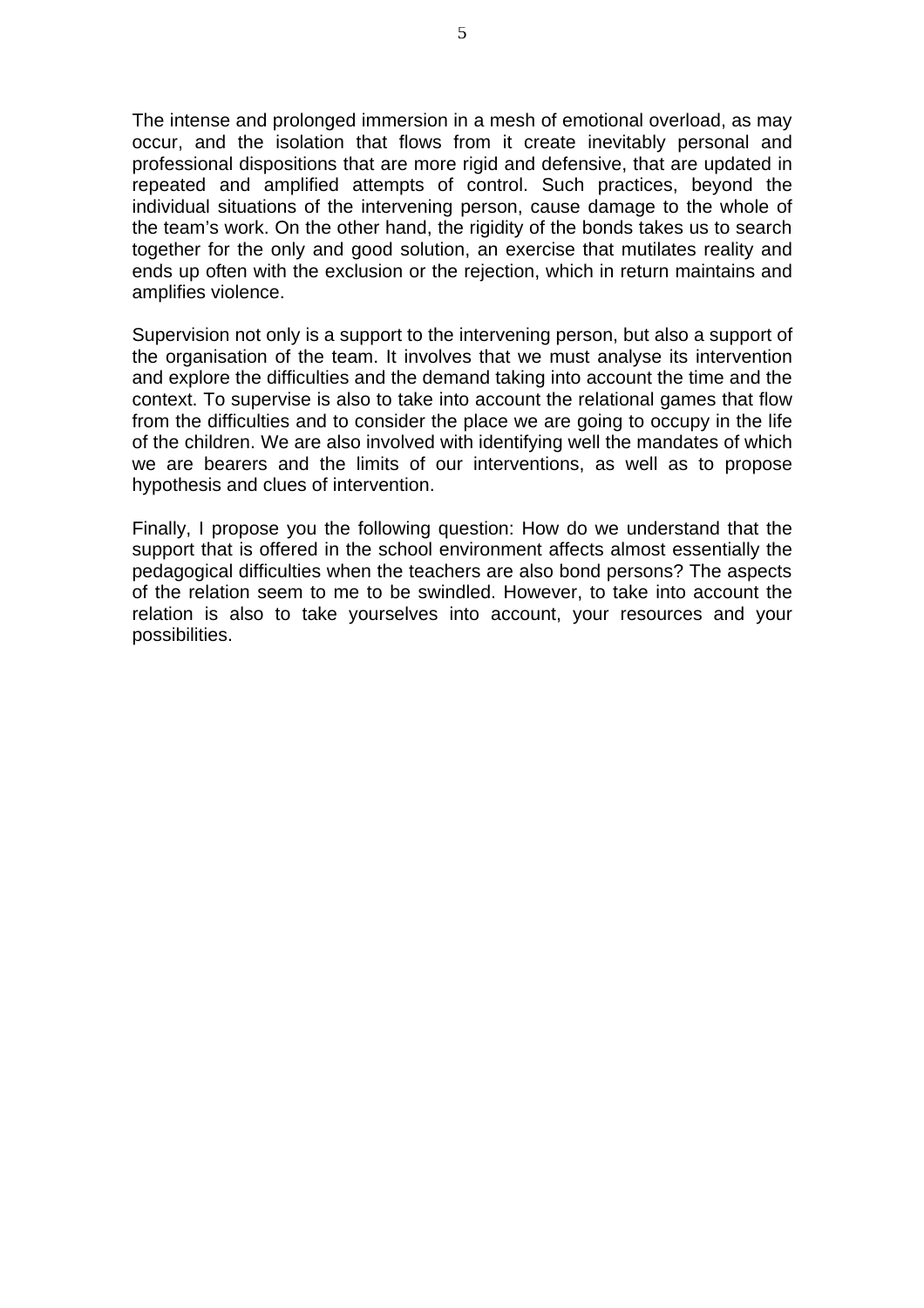The intense and prolonged immersion in a mesh of emotional overload, as may occur, and the isolation that flows from it create inevitably personal and professional dispositions that are more rigid and defensive, that are updated in repeated and amplified attempts of control. Such practices, beyond the individual situations of the intervening person, cause damage to the whole of the team's work. On the other hand, the rigidity of the bonds takes us to search together for the only and good solution, an exercise that mutilates reality and ends up often with the exclusion or the rejection, which in return maintains and amplifies violence.

Supervision not only is a support to the intervening person, but also a support of the organisation of the team. It involves that we must analyse its intervention and explore the difficulties and the demand taking into account the time and the context. To supervise is also to take into account the relational games that flow from the difficulties and to consider the place we are going to occupy in the life of the children. We are also involved with identifying well the mandates of which we are bearers and the limits of our interventions, as well as to propose hypothesis and clues of intervention.

Finally, I propose you the following question: How do we understand that the support that is offered in the school environment affects almost essentially the pedagogical difficulties when the teachers are also bond persons? The aspects of the relation seem to me to be swindled. However, to take into account the relation is also to take yourselves into account, your resources and your possibilities.